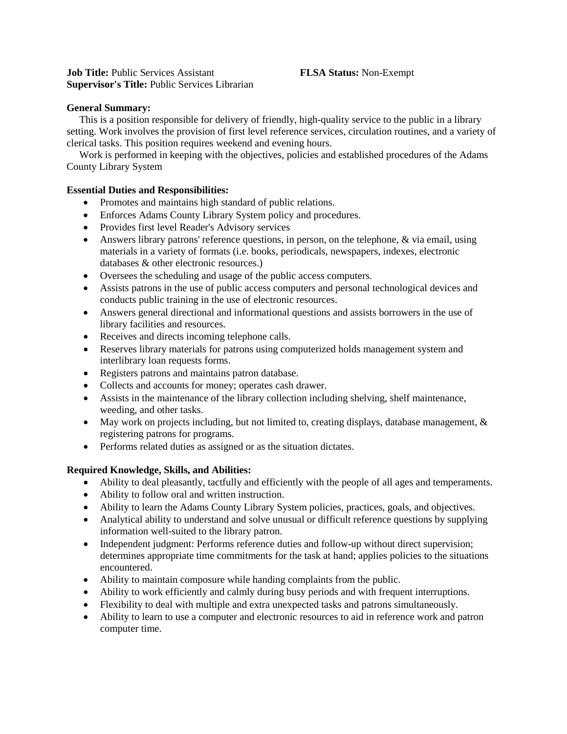**Job Title:** Public Services Assistant **FLSA Status:** Non-Exempt
**Supervisor's Title:** Public Services Librarian

**General Summary:**

This is a position responsible for delivery of friendly, high-quality service to the public in a library setting. Work involves the provision of first level reference services, circulation routines, and a variety of clerical tasks. This position requires weekend and evening hours.

Work is performed in keeping with the objectives, policies and established procedures of the Adams County Library System

**Essential Duties and Responsibilities:**

- Promotes and maintains high standard of public relations.
- Enforces Adams County Library System policy and procedures.
- Provides first level Reader's Advisory services
- Answers library patrons' reference questions, in person, on the telephone, & via email, using materials in a variety of formats (i.e. books, periodicals, newspapers, indexes, electronic databases & other electronic resources.)
- Oversees the scheduling and usage of the public access computers.
- Assists patrons in the use of public access computers and personal technological devices and conducts public training in the use of electronic resources.
- Answers general directional and informational questions and assists borrowers in the use of library facilities and resources.
- Receives and directs incoming telephone calls.
- Reserves library materials for patrons using computerized holds management system and interlibrary loan requests forms.
- Registers patrons and maintains patron database.
- Collects and accounts for money; operates cash drawer.
- Assists in the maintenance of the library collection including shelving, shelf maintenance, weeding, and other tasks.
- May work on projects including, but not limited to, creating displays, database management, & registering patrons for programs.
- Performs related duties as assigned or as the situation dictates.

**Required Knowledge, Skills, and Abilities:**

- Ability to deal pleasantly, tactfully and efficiently with the people of all ages and temperaments.
- Ability to follow oral and written instruction.
- Ability to learn the Adams County Library System policies, practices, goals, and objectives.
- Analytical ability to understand and solve unusual or difficult reference questions by supplying information well-suited to the library patron.
- Independent judgment: Performs reference duties and follow-up without direct supervision; determines appropriate time commitments for the task at hand; applies policies to the situations encountered.
- Ability to maintain composure while handing complaints from the public.
- Ability to work efficiently and calmly during busy periods and with frequent interruptions.
- Flexibility to deal with multiple and extra unexpected tasks and patrons simultaneously.
- Ability to learn to use a computer and electronic resources to aid in reference work and patron computer time.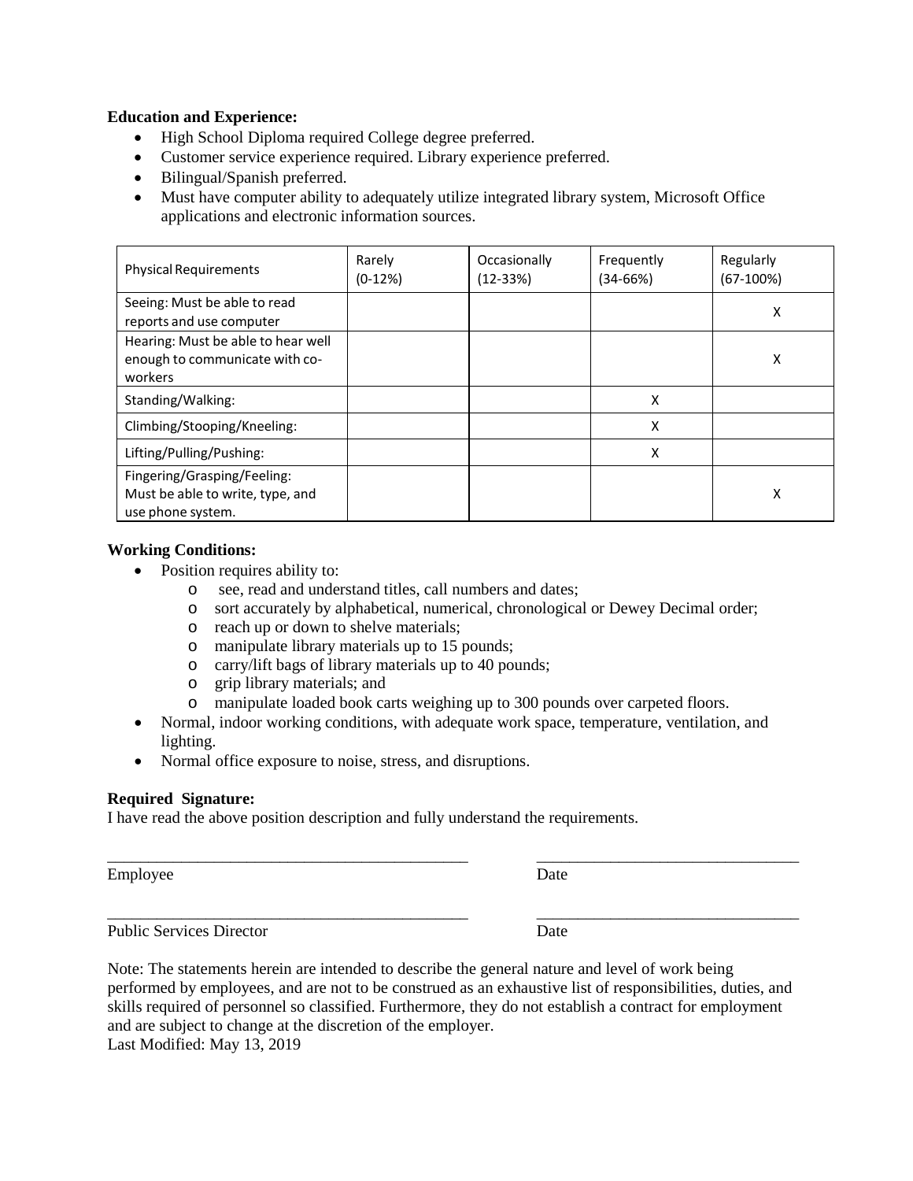**Education and Experience:**

- High School Diploma required College degree preferred.
- Customer service experience required. Library experience preferred.
- Bilingual/Spanish preferred.
- Must have computer ability to adequately utilize integrated library system, Microsoft Office applications and electronic information sources.

| Physical Requirements | Rarely (0-12%) | Occasionally (12-33%) | Frequently (34-66%) | Regularly (67-100%) |
| --- | --- | --- | --- | --- |
| Seeing: Must be able to read reports and use computer | | | | X |
| Hearing: Must be able to hear well enough to communicate with co-workers | | | | X |
| Standing/Walking: | | | X | |
| Climbing/Stooping/Kneeling: | | | X | |
| Lifting/Pulling/Pushing: | | | X | |
| Fingering/Grasping/Feeling: Must be able to write, type, and use phone system. | | | | X |

**Working Conditions:**

- Position requires ability to:
  - see, read and understand titles, call numbers and dates;
  - sort accurately by alphabetical, numerical, chronological or Dewey Decimal order;
  - reach up or down to shelve materials;
  - manipulate library materials up to 15 pounds;
  - carry/lift bags of library materials up to 40 pounds;
  - grip library materials; and
  - manipulate loaded book carts weighing up to 300 pounds over carpeted floors.
- Normal, indoor working conditions, with adequate work space, temperature, ventilation, and lighting.
- Normal office exposure to noise, stress, and disruptions.

**Required Signature:**

I have read the above position description and fully understand the requirements.

_______________________________________________ _________________________________

Employee Date

_______________________________________________ _________________________________

Public Services Director Date

Note: The statements herein are intended to describe the general nature and level of work being performed by employees, and are not to be construed as an exhaustive list of responsibilities, duties, and skills required of personnel so classified. Furthermore, they do not establish a contract for employment and are subject to change at the discretion of the employer.

Last Modified: May 13, 2019